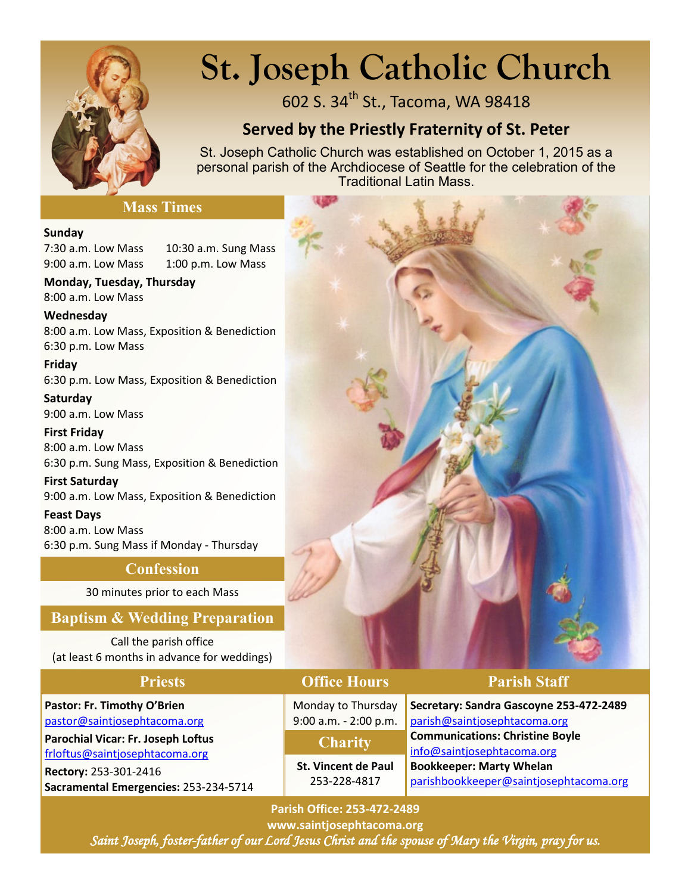# St. Joseph Catholic Church

602 S. 34th St., Tacoma, WA 98418

## Served by the Priestly Fraternity of St. Peter

St. Joseph Catholic Church was established on October 1, 2015 as a personal parish of the Archdiocese of Seattle for the celebration of the Traditional Latin Mass.

## Mass Times

**Sunday**
7:30 a.m. Low Mass
9:00 a.m. Low Mass
10:30 a.m. Sung Mass
1:00 p.m. Low Mass

**Monday, Tuesday, Thursday**
8:00 a.m. Low Mass

**Wednesday**
8:00 a.m. Low Mass, Exposition & Benediction
6:30 p.m. Low Mass

**Friday**
6:30 p.m. Low Mass, Exposition & Benediction

**Saturday**
9:00 a.m. Low Mass

**First Friday**
8:00 a.m. Low Mass
6:30 p.m. Sung Mass, Exposition & Benediction

**First Saturday**
9:00 a.m. Low Mass, Exposition & Benediction

**Feast Days**
8:00 a.m. Low Mass
6:30 p.m. Sung Mass if Monday - Thursday

## Confession

30 minutes prior to each Mass

## Baptism & Wedding Preparation

Call the parish office
(at least 6 months in advance for weddings)

## Priests

**Pastor: Fr. Timothy O'Brien**
pastor@saintjosephtacoma.org

**Parochial Vicar: Fr. Joseph Loftus**
frloftus@saintjosephtacoma.org

**Rectory:** 253-301-2416
**Sacramental Emergencies:** 253-234-5714

## Office Hours

Monday to Thursday
9:00 a.m. - 2:00 p.m.

## Charity

**St. Vincent de Paul**
253-228-4817

## Parish Staff

**Secretary: Sandra Gascoyne 253-472-2489**
parish@saintjosephtacoma.org

**Communications: Christine Boyle**
info@saintjosephtacoma.org

**Bookkeeper: Marty Whelan**
parishbookkeeper@saintjosephtacoma.org

**Parish Office: 253-472-2489**
**www.saintjosephtacoma.org**

*Saint Joseph, foster-father of our Lord Jesus Christ and the spouse of Mary the Virgin, pray for us.*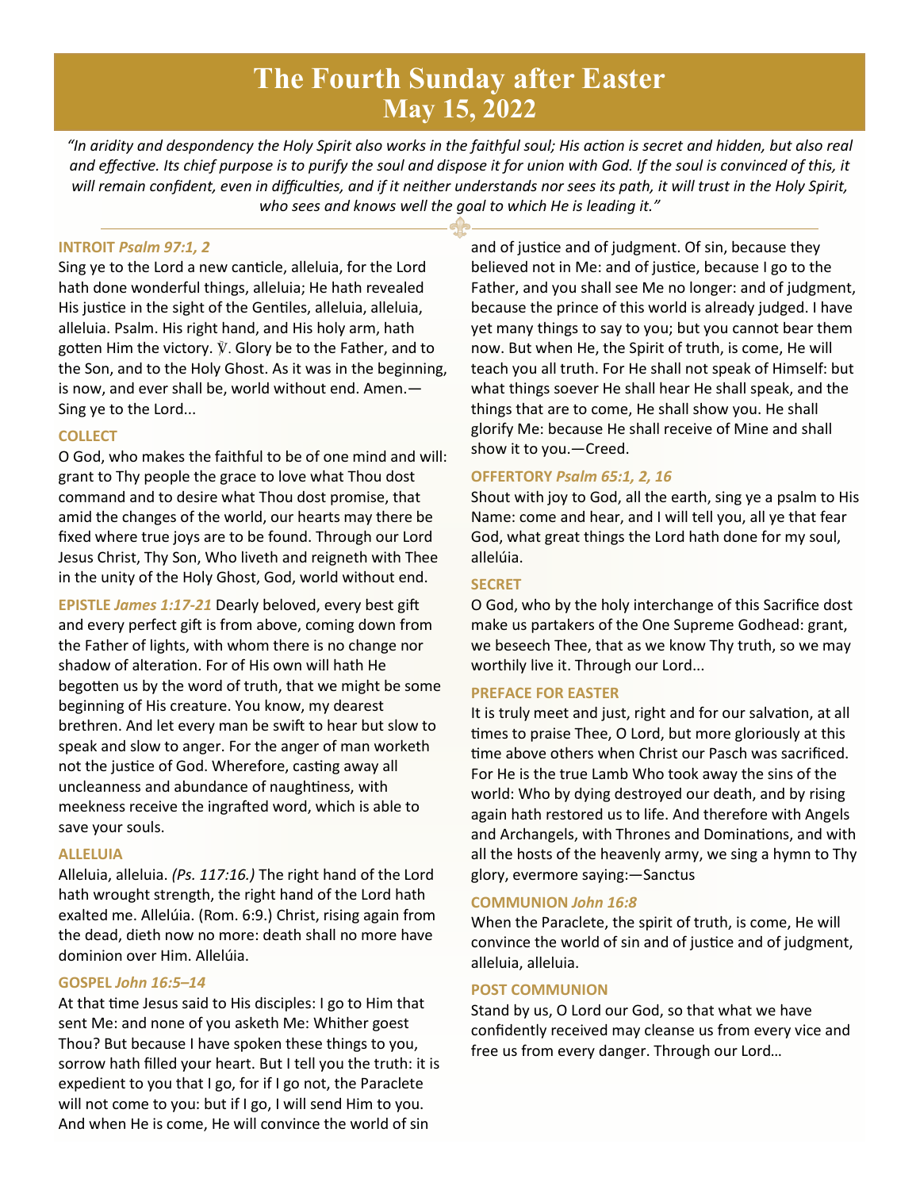# The Fourth Sunday after Easter
## May 15, 2022

*"In aridity and despondency the Holy Spirit also works in the faithful soul; His action is secret and hidden, but also real and effective. Its chief purpose is to purify the soul and dispose it for union with God. If the soul is convinced of this, it will remain confident, even in difficulties, and if it neither understands nor sees its path, it will trust in the Holy Spirit, who sees and knows well the goal to which He is leading it."*

### INTROIT *Psalm 97:1, 2*

Sing ye to the Lord a new canticle, alleluia, for the Lord hath done wonderful things, alleluia; He hath revealed His justice in the sight of the Gentiles, alleluia, alleluia, alleluia. Psalm. His right hand, and His holy arm, hath gotten Him the victory. ℣. Glory be to the Father, and to the Son, and to the Holy Ghost. As it was in the beginning, is now, and ever shall be, world without end. Amen.—Sing ye to the Lord...

### COLLECT

O God, who makes the faithful to be of one mind and will: grant to Thy people the grace to love what Thou dost command and to desire what Thou dost promise, that amid the changes of the world, our hearts may there be fixed where true joys are to be found. Through our Lord Jesus Christ, Thy Son, Who liveth and reigneth with Thee in the unity of the Holy Ghost, God, world without end.

**EPISTLE** ***James 1:17-21*** Dearly beloved, every best gift and every perfect gift is from above, coming down from the Father of lights, with whom there is no change nor shadow of alteration. For of His own will hath He begotten us by the word of truth, that we might be some beginning of His creature. You know, my dearest brethren. And let every man be swift to hear but slow to speak and slow to anger. For the anger of man worketh not the justice of God. Wherefore, casting away all uncleanness and abundance of naughtiness, with meekness receive the ingrafted word, which is able to save your souls.

### ALLELUIA

Alleluia, alleluia. *(Ps. 117:16.)* The right hand of the Lord hath wrought strength, the right hand of the Lord hath exalted me. Allelúia. (Rom. 6:9.) Christ, rising again from the dead, dieth now no more: death shall no more have dominion over Him. Allelúia.

### GOSPEL *John 16:5–14*

At that time Jesus said to His disciples: I go to Him that sent Me: and none of you asketh Me: Whither goest Thou? But because I have spoken these things to you, sorrow hath filled your heart. But I tell you the truth: it is expedient to you that I go, for if I go not, the Paraclete will not come to you: but if I go, I will send Him to you. And when He is come, He will convince the world of sin and of justice and of judgment. Of sin, because they believed not in Me: and of justice, because I go to the Father, and you shall see Me no longer: and of judgment, because the prince of this world is already judged. I have yet many things to say to you; but you cannot bear them now. But when He, the Spirit of truth, is come, He will teach you all truth. For He shall not speak of Himself: but what things soever He shall hear He shall speak, and the things that are to come, He shall show you. He shall glorify Me: because He shall receive of Mine and shall show it to you.—Creed.

### OFFERTORY *Psalm 65:1, 2, 16*

Shout with joy to God, all the earth, sing ye a psalm to His Name: come and hear, and I will tell you, all ye that fear God, what great things the Lord hath done for my soul, allelúia.

### SECRET

O God, who by the holy interchange of this Sacrifice dost make us partakers of the One Supreme Godhead: grant, we beseech Thee, that as we know Thy truth, so we may worthily live it. Through our Lord...

### PREFACE FOR EASTER

It is truly meet and just, right and for our salvation, at all times to praise Thee, O Lord, but more gloriously at this time above others when Christ our Pasch was sacrificed. For He is the true Lamb Who took away the sins of the world: Who by dying destroyed our death, and by rising again hath restored us to life. And therefore with Angels and Archangels, with Thrones and Dominations, and with all the hosts of the heavenly army, we sing a hymn to Thy glory, evermore saying:—Sanctus

### COMMUNION *John 16:8*

When the Paraclete, the spirit of truth, is come, He will convince the world of sin and of justice and of judgment, alleluia, alleluia.

### POST COMMUNION

Stand by us, O Lord our God, so that what we have confidently received may cleanse us from every vice and free us from every danger. Through our Lord…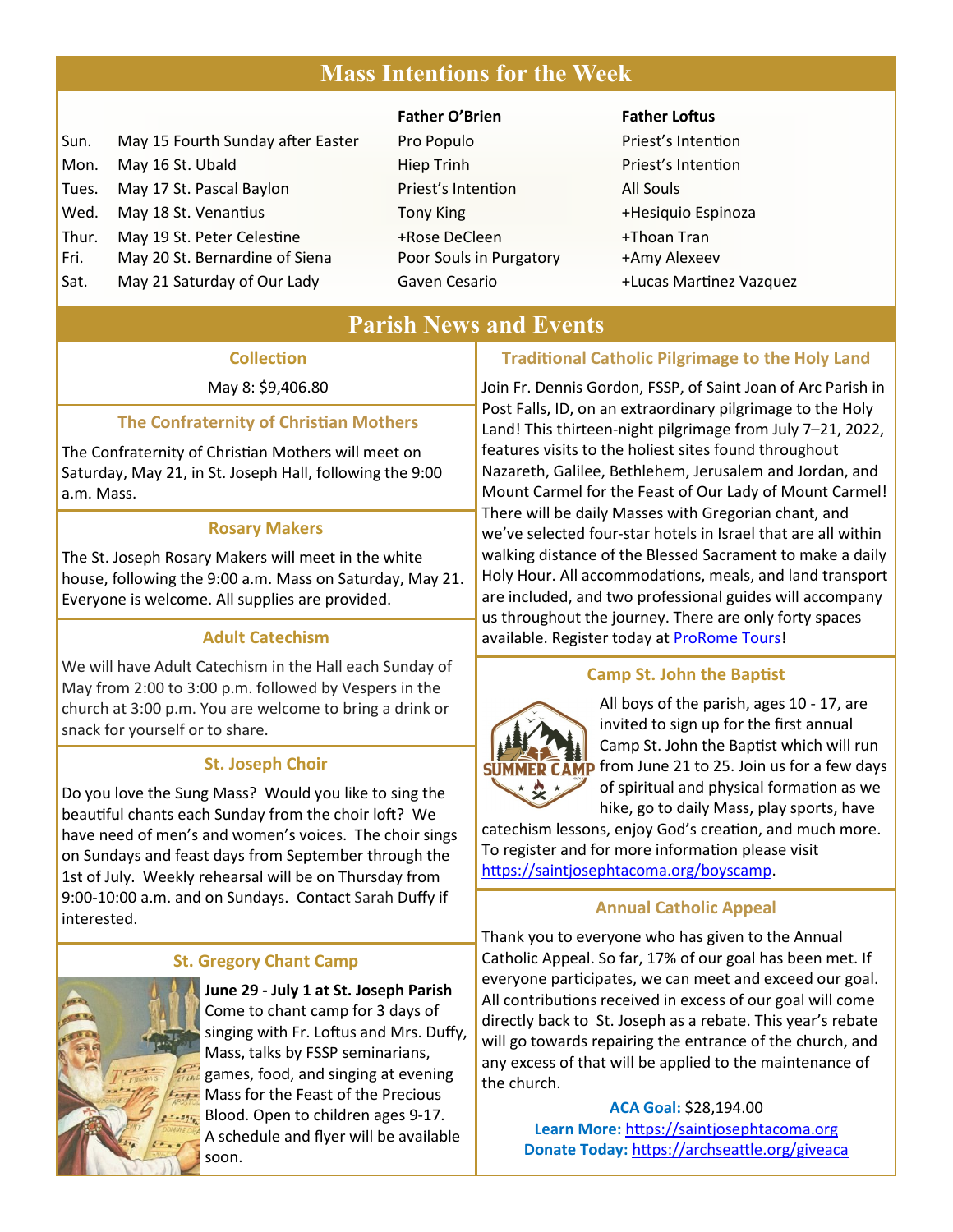# Mass Intentions for the Week

| | | Father O'Brien | Father Loftus |
|---|---|---|---|
| Sun. | May 15 Fourth Sunday after Easter | Pro Populo | Priest's Intention |
| Mon. | May 16 St. Ubald | Hiep Trinh | Priest's Intention |
| Tues. | May 17 St. Pascal Baylon | Priest's Intention | All Souls |
| Wed. | May 18 St. Venantius | Tony King | +Hesiquio Espinoza |
| Thur. | May 19 St. Peter Celestine | +Rose DeCleen | +Thoan Tran |
| Fri. | May 20 St. Bernardine of Siena | Poor Souls in Purgatory | +Amy Alexeev |
| Sat. | May 21 Saturday of Our Lady | Gaven Cesario | +Lucas Martinez Vazquez |

# Parish News and Events

### Collection

May 8: $9,406.80

### The Confraternity of Christian Mothers

The Confraternity of Christian Mothers will meet on Saturday, May 21, in St. Joseph Hall, following the 9:00 a.m. Mass.

### Rosary Makers

The St. Joseph Rosary Makers will meet in the white house, following the 9:00 a.m. Mass on Saturday, May 21. Everyone is welcome. All supplies are provided.

### Adult Catechism

We will have Adult Catechism in the Hall each Sunday of May from 2:00 to 3:00 p.m. followed by Vespers in the church at 3:00 p.m. You are welcome to bring a drink or snack for yourself or to share.

### St. Joseph Choir

Do you love the Sung Mass? Would you like to sing the beautiful chants each Sunday from the choir loft? We have need of men's and women's voices. The choir sings on Sundays and feast days from September through the 1st of July. Weekly rehearsal will be on Thursday from 9:00-10:00 a.m. and on Sundays. Contact Sarah Duffy if interested.

### St. Gregory Chant Camp

**June 29 - July 1 at St. Joseph Parish**
Come to chant camp for 3 days of singing with Fr. Loftus and Mrs. Duffy, Mass, talks by FSSP seminarians, games, food, and singing at evening Mass for the Feast of the Precious Blood. Open to children ages 9-17. A schedule and flyer will be available soon.

### Traditional Catholic Pilgrimage to the Holy Land

Join Fr. Dennis Gordon, FSSP, of Saint Joan of Arc Parish in Post Falls, ID, on an extraordinary pilgrimage to the Holy Land! This thirteen-night pilgrimage from July 7–21, 2022, features visits to the holiest sites found throughout Nazareth, Galilee, Bethlehem, Jerusalem and Jordan, and Mount Carmel for the Feast of Our Lady of Mount Carmel! There will be daily Masses with Gregorian chant, and we've selected four-star hotels in Israel that are all within walking distance of the Blessed Sacrament to make a daily Holy Hour. All accommodations, meals, and land transport are included, and two professional guides will accompany us throughout the journey. There are only forty spaces available. Register today at ProRome Tours!

### Camp St. John the Baptist

All boys of the parish, ages 10 - 17, are invited to sign up for the first annual Camp St. John the Baptist which will run from June 21 to 25. Join us for a few days of spiritual and physical formation as we hike, go to daily Mass, play sports, have catechism lessons, enjoy God's creation, and much more. To register and for more information please visit https://saintjosephtacoma.org/boyscamp.

### Annual Catholic Appeal

Thank you to everyone who has given to the Annual Catholic Appeal. So far, 17% of our goal has been met. If everyone participates, we can meet and exceed our goal. All contributions received in excess of our goal will come directly back to St. Joseph as a rebate. This year's rebate will go towards repairing the entrance of the church, and any excess of that will be applied to the maintenance of the church.

**ACA Goal:** $28,194.00
**Learn More:** https://saintjosephtacoma.org
**Donate Today:** https://archseattle.org/giveaca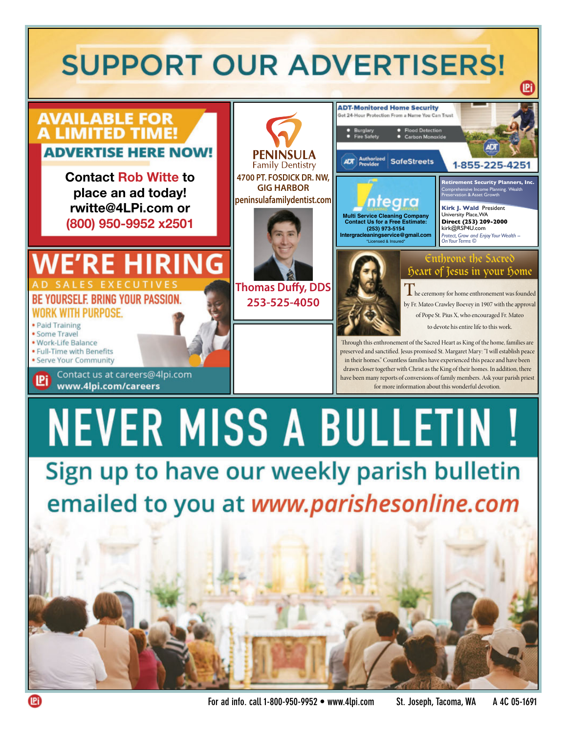# SUPPORT OUR ADVERTISERS!

## AVAILABLE FOR A LIMITED TIME!

### ADVERTISE HERE NOW!

**Contact Rob Witte to place an ad today! rwitte@4LPi.com or (800) 950-9952 x2501**

## WE'RE HIRING

AD SALES EXECUTIVES

BE YOURSELF. BRING YOUR PASSION. WORK WITH PURPOSE.

- Paid Training
- Some Travel
- Work-Life Balance
- Full-Time with Benefits
- Serve Your Community

Contact us at careers@4lpi.com
www.4lpi.com/careers

**PENINSULA** Family Dentistry
**4700 PT. FOSDICK DR. NW, GIG HARBOR**
**peninsulafamilydentist.com**

**Thomas Duffy, DDS**
**253-525-4050**

**ADT-Monitored Home Security**
Get 24-Hour Protection From a Name You Can Trust

- Burglary
- Fire Safety
- Flood Detection
- Carbon Monoxide

ADT Authorized Provider SafeStreets **1-855-225-4251**

Integra
Multi Service Cleaning Company
Contact Us for a Free Estimate:
(253) 973-5154
Intergracleaningservice@gmail.com
*Licensed & Insured*

**Retirement Security Planners, Inc.**
Comprehensive Income Planning. Wealth Preservation & Asset Growth
**Kirk J. Wald** President
University Place, WA
**Direct (253) 209-2000**
kirk@RSP4U.com
*Protect, Grow and Enjoy Your Wealth – On Your Terms ©*

## Enthrone the Sacred Heart of Jesus in your Home

The ceremony for home enthronement was founded by Fr. Mateo Crawley Boevey in 1907 with the approval of Pope St. Pius X, who encouraged Fr. Mateo to devote his entire life to this work.

Through this enthronement of the Sacred Heart as King of the home, families are preserved and sanctified. Jesus promised St. Margaret Mary: "I will establish peace in their homes." Countless families have experienced this peace and have been drawn closer together with Christ as the King of their homes. In addition, there have been many reports of conversions of family members. Ask your parish priest for more information about this wonderful devotion.

# NEVER MISS A BULLETIN !

## Sign up to have our weekly parish bulletin emailed to you at *www.parishesonline.com*

For ad info. call 1-800-950-9952 • www.4lpi.com St. Joseph, Tacoma, WA A 4C 05-1691